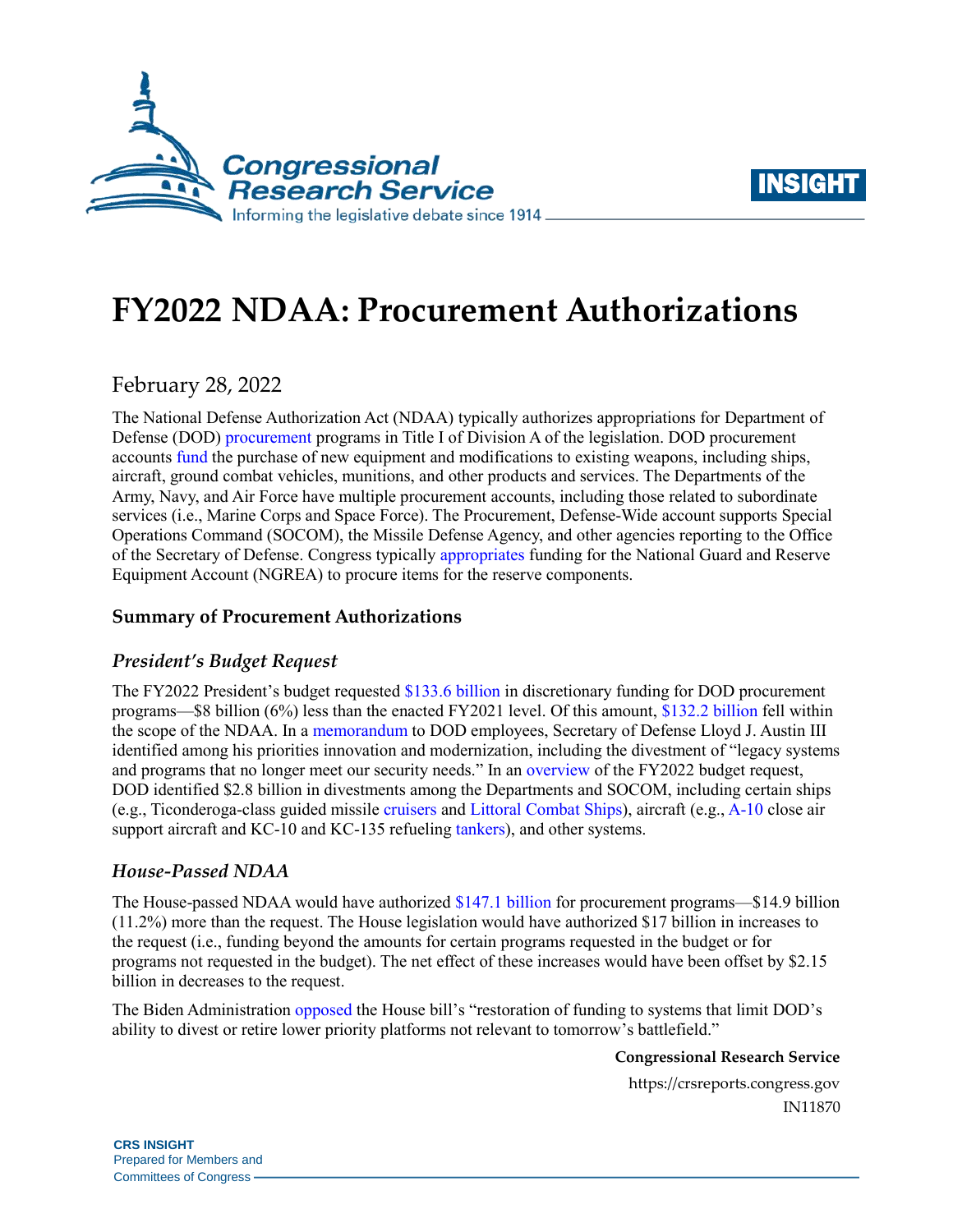# FY2022 NDAA: Procurement Authorizations

February 28, 2022

The National Defense Authorization Act (NDAA) typically authorizes appropriations for Department of Defense (DOD) procurement programs in Title I of Division A of the legislation. DOD procurement accounts fund the purchase of new equipment and modifications to existing weapons, including ships, aircraft, ground combat vehicles, munitions, and other products and services. The Departments of the Army, Navy, and Air Force have multiple procurement accounts, including those related to subordinate services (i.e., Marine Corps and Space Force). The Procurement, Defense-Wide account supports Special Operations Command (SOCOM), the Missile Defense Agency, and other agencies reporting to the Office of the Secretary of Defense. Congress typically appropriates funding for the National Guard and Reserve Equipment Account (NGREA) to procure items for the reserve components.

## Summary of Procurement Authorizations

### *President's Budget Request*

The FY2022 President's budget requested $133.6 billion in discretionary funding for DOD procurement programs—$8 billion (6%) less than the enacted FY2021 level. Of this amount, $132.2 billion fell within the scope of the NDAA. In a memorandum to DOD employees, Secretary of Defense Lloyd J. Austin III identified among his priorities innovation and modernization, including the divestment of "legacy systems and programs that no longer meet our security needs." In an overview of the FY2022 budget request, DOD identified $2.8 billion in divestments among the Departments and SOCOM, including certain ships (e.g., Ticonderoga-class guided missile cruisers and Littoral Combat Ships), aircraft (e.g., A-10 close air support aircraft and KC-10 and KC-135 refueling tankers), and other systems.

### *House-Passed NDAA*

The House-passed NDAA would have authorized $147.1 billion for procurement programs—$14.9 billion (11.2%) more than the request. The House legislation would have authorized $17 billion in increases to the request (i.e., funding beyond the amounts for certain programs requested in the budget or for programs not requested in the budget). The net effect of these increases would have been offset by $2.15 billion in decreases to the request.

The Biden Administration opposed the House bill's "restoration of funding to systems that limit DOD's ability to divest or retire lower priority platforms not relevant to tomorrow's battlefield."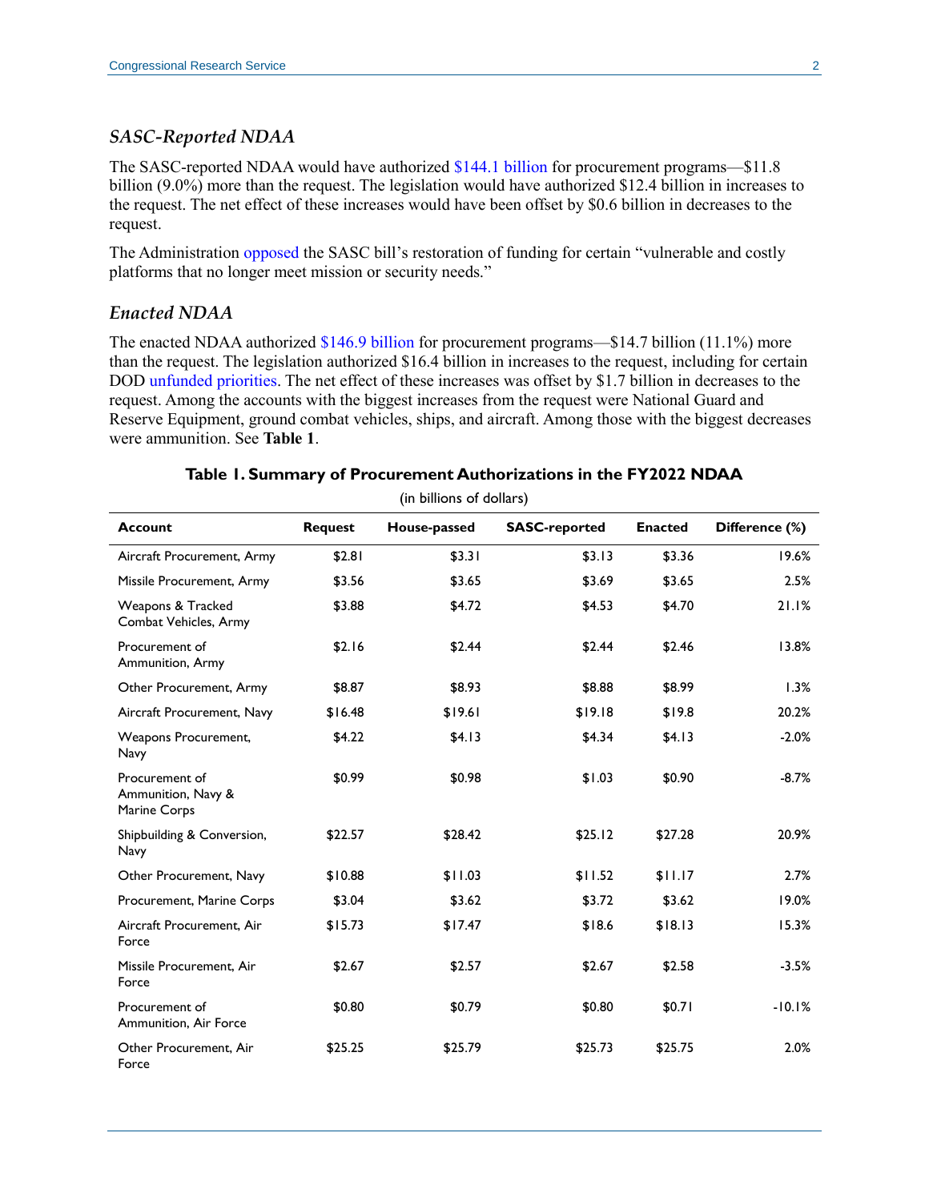### *SASC-Reported NDAA*

The SASC-reported NDAA would have authorized $144.1 billion for procurement programs—$11.8 billion (9.0%) more than the request. The legislation would have authorized $12.4 billion in increases to the request. The net effect of these increases would have been offset by $0.6 billion in decreases to the request.

The Administration opposed the SASC bill's restoration of funding for certain "vulnerable and costly platforms that no longer meet mission or security needs."

### *Enacted NDAA*

The enacted NDAA authorized $146.9 billion for procurement programs—$14.7 billion (11.1%) more than the request. The legislation authorized $16.4 billion in increases to the request, including for certain DOD unfunded priorities. The net effect of these increases was offset by $1.7 billion in decreases to the request. Among the accounts with the biggest increases from the request were National Guard and Reserve Equipment, ground combat vehicles, ships, and aircraft. Among those with the biggest decreases were ammunition. See **Table 1**.

**Table 1. Summary of Procurement Authorizations in the FY2022 NDAA**

(in billions of dollars)

| Account | Request | House-passed | SASC-reported | Enacted | Difference (%) |
|---|---|---|---|---|---|
| Aircraft Procurement, Army | $2.81 | $3.31 | $3.13 | $3.36 | 19.6% |
| Missile Procurement, Army | $3.56 | $3.65 | $3.69 | $3.65 | 2.5% |
| Weapons & Tracked Combat Vehicles, Army | $3.88 | $4.72 | $4.53 | $4.70 | 21.1% |
| Procurement of Ammunition, Army | $2.16 | $2.44 | $2.44 | $2.46 | 13.8% |
| Other Procurement, Army | $8.87 | $8.93 | $8.88 | $8.99 | 1.3% |
| Aircraft Procurement, Navy | $16.48 | $19.61 | $19.18 | $19.8 | 20.2% |
| Weapons Procurement, Navy | $4.22 | $4.13 | $4.34 | $4.13 | -2.0% |
| Procurement of Ammunition, Navy & Marine Corps | $0.99 | $0.98 | $1.03 | $0.90 | -8.7% |
| Shipbuilding & Conversion, Navy | $22.57 | $28.42 | $25.12 | $27.28 | 20.9% |
| Other Procurement, Navy | $10.88 | $11.03 | $11.52 | $11.17 | 2.7% |
| Procurement, Marine Corps | $3.04 | $3.62 | $3.72 | $3.62 | 19.0% |
| Aircraft Procurement, Air Force | $15.73 | $17.47 | $18.6 | $18.13 | 15.3% |
| Missile Procurement, Air Force | $2.67 | $2.57 | $2.67 | $2.58 | -3.5% |
| Procurement of Ammunition, Air Force | $0.80 | $0.79 | $0.80 | $0.71 | -10.1% |
| Other Procurement, Air Force | $25.25 | $25.79 | $25.73 | $25.75 | 2.0% |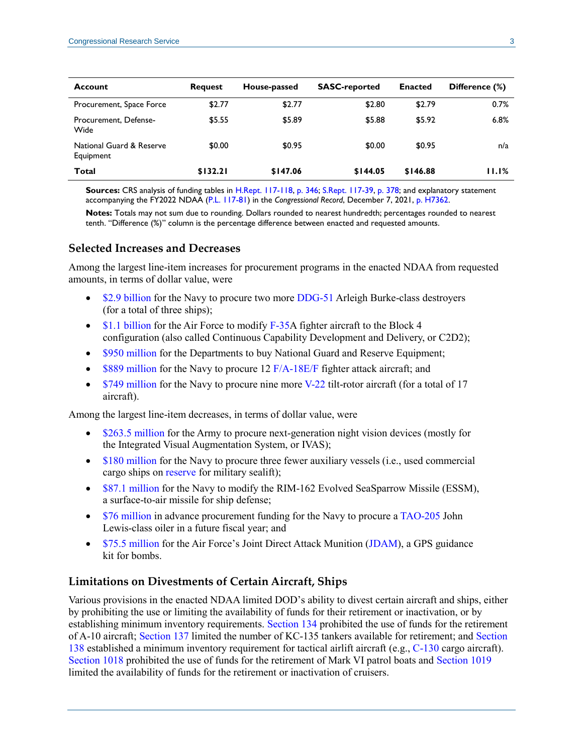| Account | Request | House-passed | SASC-reported | Enacted | Difference (%) |
|---|---|---|---|---|---|
| Procurement, Space Force | $2.77 | $2.77 | $2.80 | $2.79 | 0.7% |
| Procurement, Defense-Wide | $5.55 | $5.89 | $5.88 | $5.92 | 6.8% |
| National Guard & Reserve Equipment | $0.00 | $0.95 | $0.00 | $0.95 | n/a |
| **Total** | **$132.21** | **$147.06** | **$144.05** | **$146.88** | **11.1%** |

**Sources:** CRS analysis of funding tables in H.Rept. 117-118, p. 346; S.Rept. 117-39, p. 378; and explanatory statement accompanying the FY2022 NDAA (P.L. 117-81) in the *Congressional Record*, December 7, 2021, p. H7362.

**Notes:** Totals may not sum due to rounding. Dollars rounded to nearest hundredth; percentages rounded to nearest tenth. "Difference (%)" column is the percentage difference between enacted and requested amounts.

### Selected Increases and Decreases

Among the largest line-item increases for procurement programs in the enacted NDAA from requested amounts, in terms of dollar value, were

- $2.9 billion for the Navy to procure two more DDG-51 Arleigh Burke-class destroyers (for a total of three ships);
- $1.1 billion for the Air Force to modify F-35A fighter aircraft to the Block 4 configuration (also called Continuous Capability Development and Delivery, or C2D2);
- $950 million for the Departments to buy National Guard and Reserve Equipment;
- $889 million for the Navy to procure 12 F/A-18E/F fighter attack aircraft; and
- $749 million for the Navy to procure nine more V-22 tilt-rotor aircraft (for a total of 17 aircraft).

Among the largest line-item decreases, in terms of dollar value, were

- $263.5 million for the Army to procure next-generation night vision devices (mostly for the Integrated Visual Augmentation System, or IVAS);
- $180 million for the Navy to procure three fewer auxiliary vessels (i.e., used commercial cargo ships on reserve for military sealift);
- $87.1 million for the Navy to modify the RIM-162 Evolved SeaSparrow Missile (ESSM), a surface-to-air missile for ship defense;
- $76 million in advance procurement funding for the Navy to procure a TAO-205 John Lewis-class oiler in a future fiscal year; and
- $75.5 million for the Air Force's Joint Direct Attack Munition (JDAM), a GPS guidance kit for bombs.

### Limitations on Divestments of Certain Aircraft, Ships

Various provisions in the enacted NDAA limited DOD's ability to divest certain aircraft and ships, either by prohibiting the use or limiting the availability of funds for their retirement or inactivation, or by establishing minimum inventory requirements. Section 134 prohibited the use of funds for the retirement of A-10 aircraft; Section 137 limited the number of KC-135 tankers available for retirement; and Section 138 established a minimum inventory requirement for tactical airlift aircraft (e.g., C-130 cargo aircraft). Section 1018 prohibited the use of funds for the retirement of Mark VI patrol boats and Section 1019 limited the availability of funds for the retirement or inactivation of cruisers.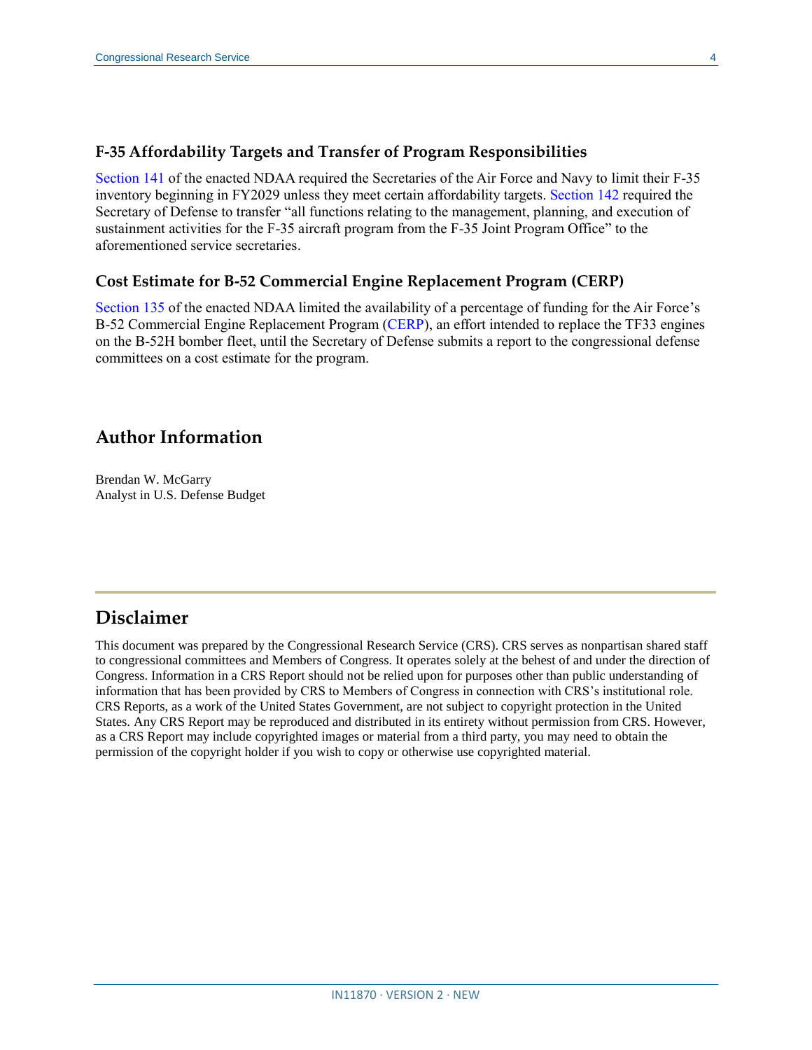### F-35 Affordability Targets and Transfer of Program Responsibilities

Section 141 of the enacted NDAA required the Secretaries of the Air Force and Navy to limit their F-35 inventory beginning in FY2029 unless they meet certain affordability targets. Section 142 required the Secretary of Defense to transfer "all functions relating to the management, planning, and execution of sustainment activities for the F-35 aircraft program from the F-35 Joint Program Office" to the aforementioned service secretaries.

### Cost Estimate for B-52 Commercial Engine Replacement Program (CERP)

Section 135 of the enacted NDAA limited the availability of a percentage of funding for the Air Force's B-52 Commercial Engine Replacement Program (CERP), an effort intended to replace the TF33 engines on the B-52H bomber fleet, until the Secretary of Defense submits a report to the congressional defense committees on a cost estimate for the program.

## Author Information

Brendan W. McGarry
Analyst in U.S. Defense Budget

## Disclaimer

This document was prepared by the Congressional Research Service (CRS). CRS serves as nonpartisan shared staff to congressional committees and Members of Congress. It operates solely at the behest of and under the direction of Congress. Information in a CRS Report should not be relied upon for purposes other than public understanding of information that has been provided by CRS to Members of Congress in connection with CRS's institutional role. CRS Reports, as a work of the United States Government, are not subject to copyright protection in the United States. Any CRS Report may be reproduced and distributed in its entirety without permission from CRS. However, as a CRS Report may include copyrighted images or material from a third party, you may need to obtain the permission of the copyright holder if you wish to copy or otherwise use copyrighted material.

IN11870 · VERSION 2 · NEW